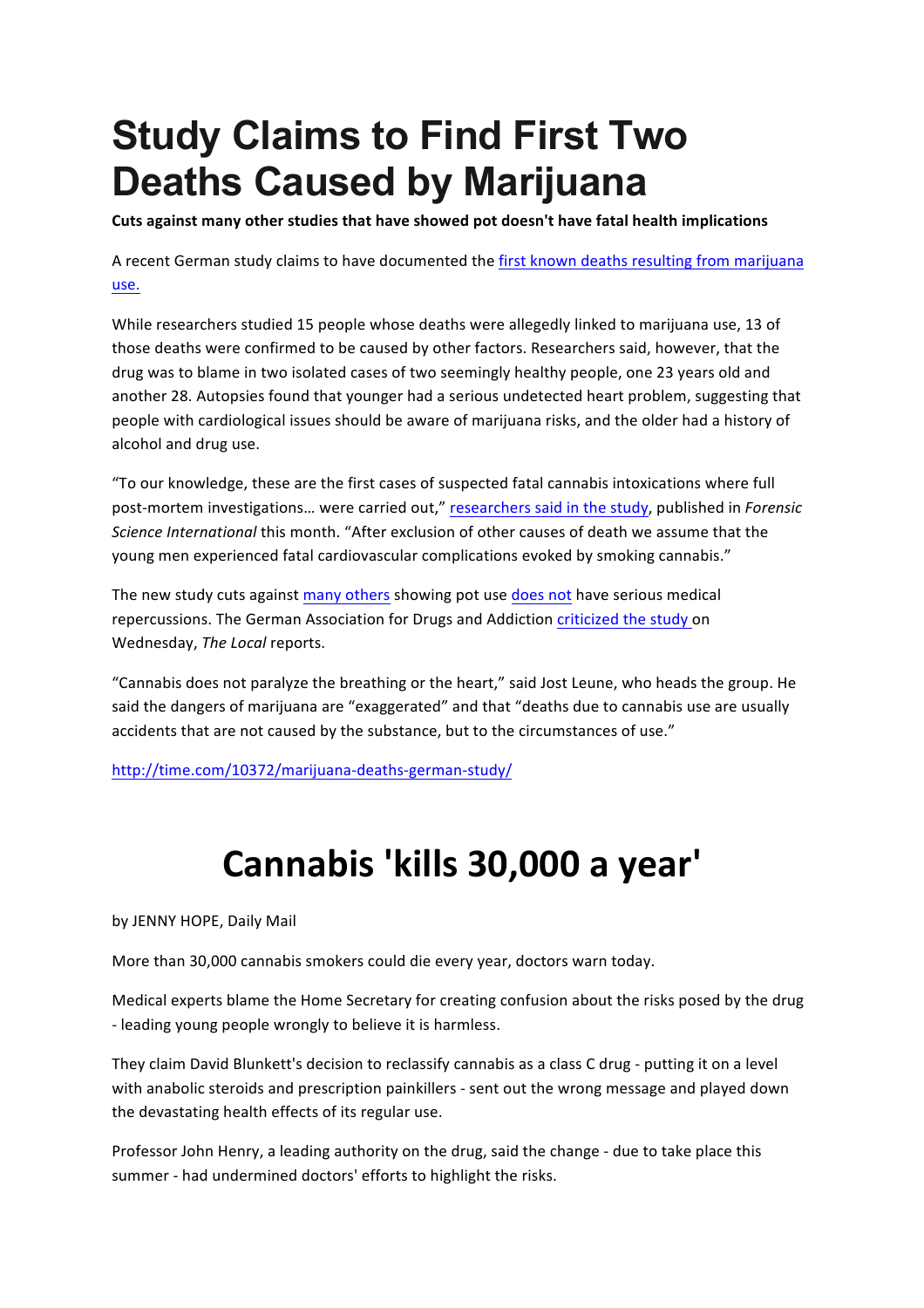# Study Claims to Find First Two Deaths Caused by Marijuana

**Cuts against many other studies that have showed pot doesn't have fatal health implications**

A recent German study claims to have documented the first known deaths resulting from marijuana use.

While researchers studied 15 people whose deaths were allegedly linked to marijuana use, 13 of those deaths were confirmed to be caused by other factors. Researchers said, however, that the drug was to blame in two isolated cases of two seemingly healthy people, one 23 years old and another 28. Autopsies found that younger had a serious undetected heart problem, suggesting that people with cardiological issues should be aware of marijuana risks, and the older had a history of alcohol and drug use.

"To our knowledge, these are the first cases of suspected fatal cannabis intoxications where full post-mortem investigations… were carried out," researchers said in the study, published in *Forensic Science International* this month. "After exclusion of other causes of death we assume that the young men experienced fatal cardiovascular complications evoked by smoking cannabis."

The new study cuts against many others showing pot use does not have serious medical repercussions. The German Association for Drugs and Addiction criticized the study on Wednesday, *The Local* reports.

"Cannabis does not paralyze the breathing or the heart," said Jost Leune, who heads the group. He said the dangers of marijuana are "exaggerated" and that "deaths due to cannabis use are usually accidents that are not caused by the substance, but to the circumstances of use."

http://time.com/10372/marijuana-deaths-german-study/

# Cannabis 'kills 30,000 a year'

by JENNY HOPE, Daily Mail

More than 30,000 cannabis smokers could die every year, doctors warn today.

Medical experts blame the Home Secretary for creating confusion about the risks posed by the drug - leading young people wrongly to believe it is harmless.

They claim David Blunkett's decision to reclassify cannabis as a class C drug - putting it on a level with anabolic steroids and prescription painkillers - sent out the wrong message and played down the devastating health effects of its regular use.

Professor John Henry, a leading authority on the drug, said the change - due to take place this summer - had undermined doctors' efforts to highlight the risks.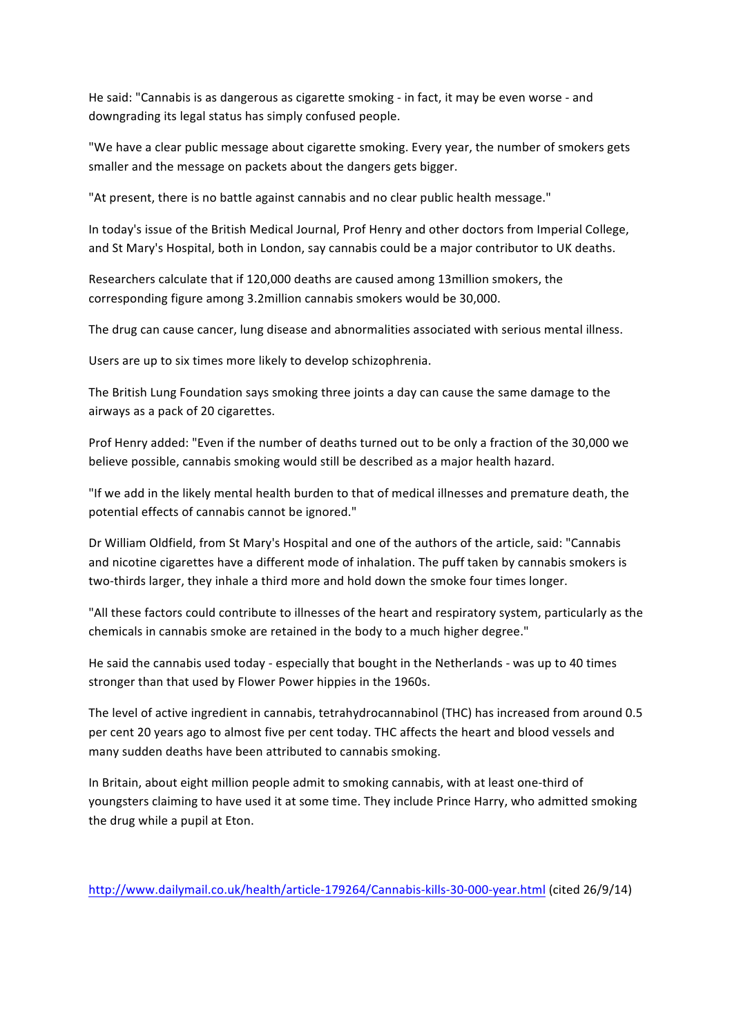He said: "Cannabis is as dangerous as cigarette smoking - in fact, it may be even worse - and downgrading its legal status has simply confused people.

"We have a clear public message about cigarette smoking. Every year, the number of smokers gets smaller and the message on packets about the dangers gets bigger.

"At present, there is no battle against cannabis and no clear public health message."

In today's issue of the British Medical Journal, Prof Henry and other doctors from Imperial College, and St Mary's Hospital, both in London, say cannabis could be a major contributor to UK deaths.

Researchers calculate that if 120,000 deaths are caused among 13million smokers, the corresponding figure among 3.2million cannabis smokers would be 30,000.

The drug can cause cancer, lung disease and abnormalities associated with serious mental illness.

Users are up to six times more likely to develop schizophrenia.

The British Lung Foundation says smoking three joints a day can cause the same damage to the airways as a pack of 20 cigarettes.

Prof Henry added: "Even if the number of deaths turned out to be only a fraction of the 30,000 we believe possible, cannabis smoking would still be described as a major health hazard.

"If we add in the likely mental health burden to that of medical illnesses and premature death, the potential effects of cannabis cannot be ignored."

Dr William Oldfield, from St Mary's Hospital and one of the authors of the article, said: "Cannabis and nicotine cigarettes have a different mode of inhalation. The puff taken by cannabis smokers is two-thirds larger, they inhale a third more and hold down the smoke four times longer.

"All these factors could contribute to illnesses of the heart and respiratory system, particularly as the chemicals in cannabis smoke are retained in the body to a much higher degree."

He said the cannabis used today - especially that bought in the Netherlands - was up to 40 times stronger than that used by Flower Power hippies in the 1960s.

The level of active ingredient in cannabis, tetrahydrocannabinol (THC) has increased from around 0.5 per cent 20 years ago to almost five per cent today. THC affects the heart and blood vessels and many sudden deaths have been attributed to cannabis smoking.

In Britain, about eight million people admit to smoking cannabis, with at least one-third of youngsters claiming to have used it at some time. They include Prince Harry, who admitted smoking the drug while a pupil at Eton.

http://www.dailymail.co.uk/health/article-179264/Cannabis-kills-30-000-year.html (cited 26/9/14)